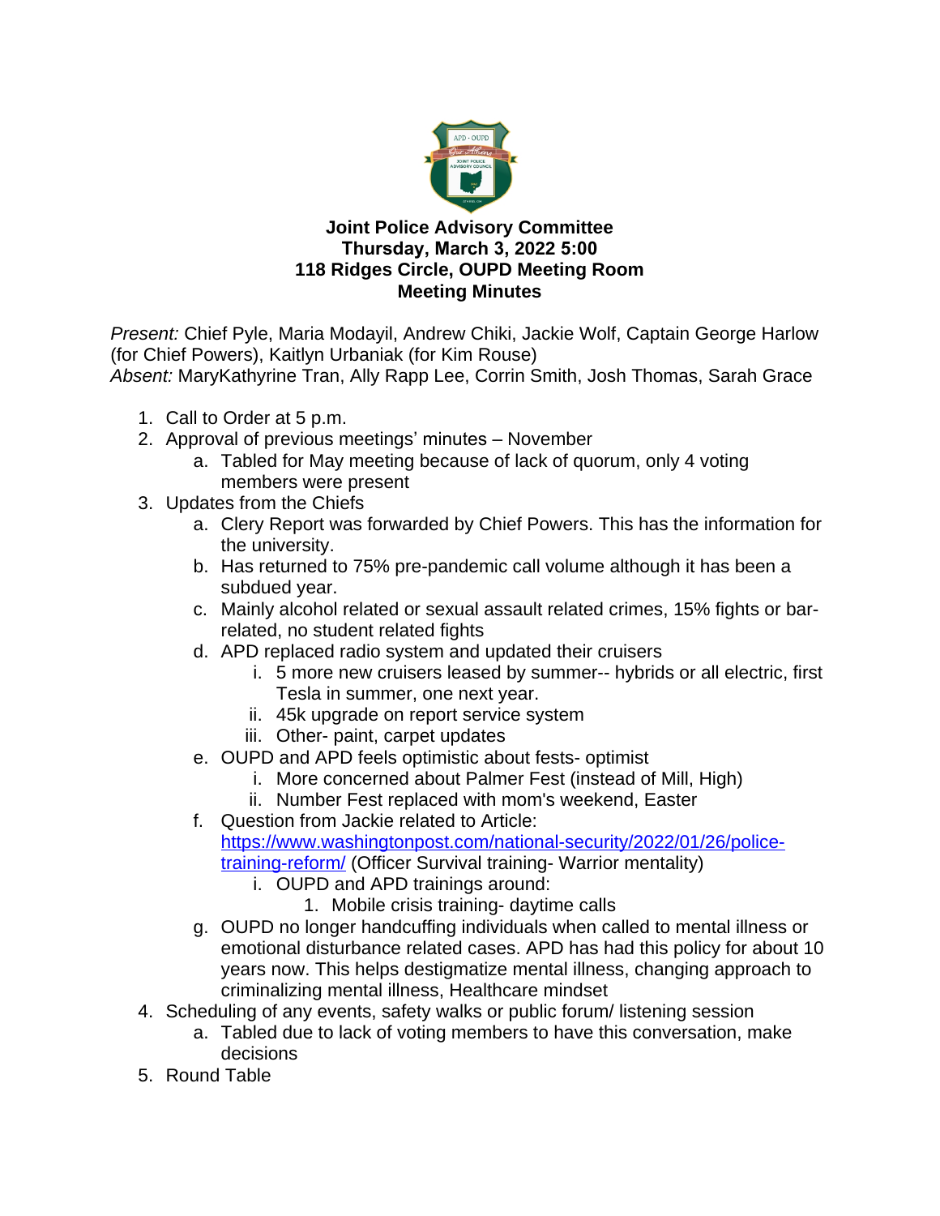**Joint Police Advisory Committee**
**Thursday, March 3, 2022 5:00**
**118 Ridges Circle, OUPD Meeting Room**
**Meeting Minutes**

*Present:* Chief Pyle, Maria Modayil, Andrew Chiki, Jackie Wolf, Captain George Harlow (for Chief Powers), Kaitlyn Urbaniak (for Kim Rouse)
*Absent:* MaryKathyrine Tran, Ally Rapp Lee, Corrin Smith, Josh Thomas, Sarah Grace

1. Call to Order at 5 p.m.
2. Approval of previous meetings' minutes – November
    a. Tabled for May meeting because of lack of quorum, only 4 voting members were present
3. Updates from the Chiefs
    a. Clery Report was forwarded by Chief Powers. This has the information for the university.
    b. Has returned to 75% pre-pandemic call volume although it has been a subdued year.
    c. Mainly alcohol related or sexual assault related crimes, 15% fights or bar-related, no student related fights
    d. APD replaced radio system and updated their cruisers
        i. 5 more new cruisers leased by summer-- hybrids or all electric, first Tesla in summer, one next year.
        ii. 45k upgrade on report service system
        iii. Other- paint, carpet updates
    e. OUPD and APD feels optimistic about fests- optimist
        i. More concerned about Palmer Fest (instead of Mill, High)
        ii. Number Fest replaced with mom's weekend, Easter
    f. Question from Jackie related to Article: [https://www.washingtonpost.com/national-security/2022/01/26/police-training-reform/](https://www.washingtonpost.com/national-security/2022/01/26/police-training-reform/) (Officer Survival training- Warrior mentality)
        i. OUPD and APD trainings around:
            1. Mobile crisis training- daytime calls
    g. OUPD no longer handcuffing individuals when called to mental illness or emotional disturbance related cases. APD has had this policy for about 10 years now. This helps destigmatize mental illness, changing approach to criminalizing mental illness, Healthcare mindset
4. Scheduling of any events, safety walks or public forum/ listening session
    a. Tabled due to lack of voting members to have this conversation, make decisions
5. Round Table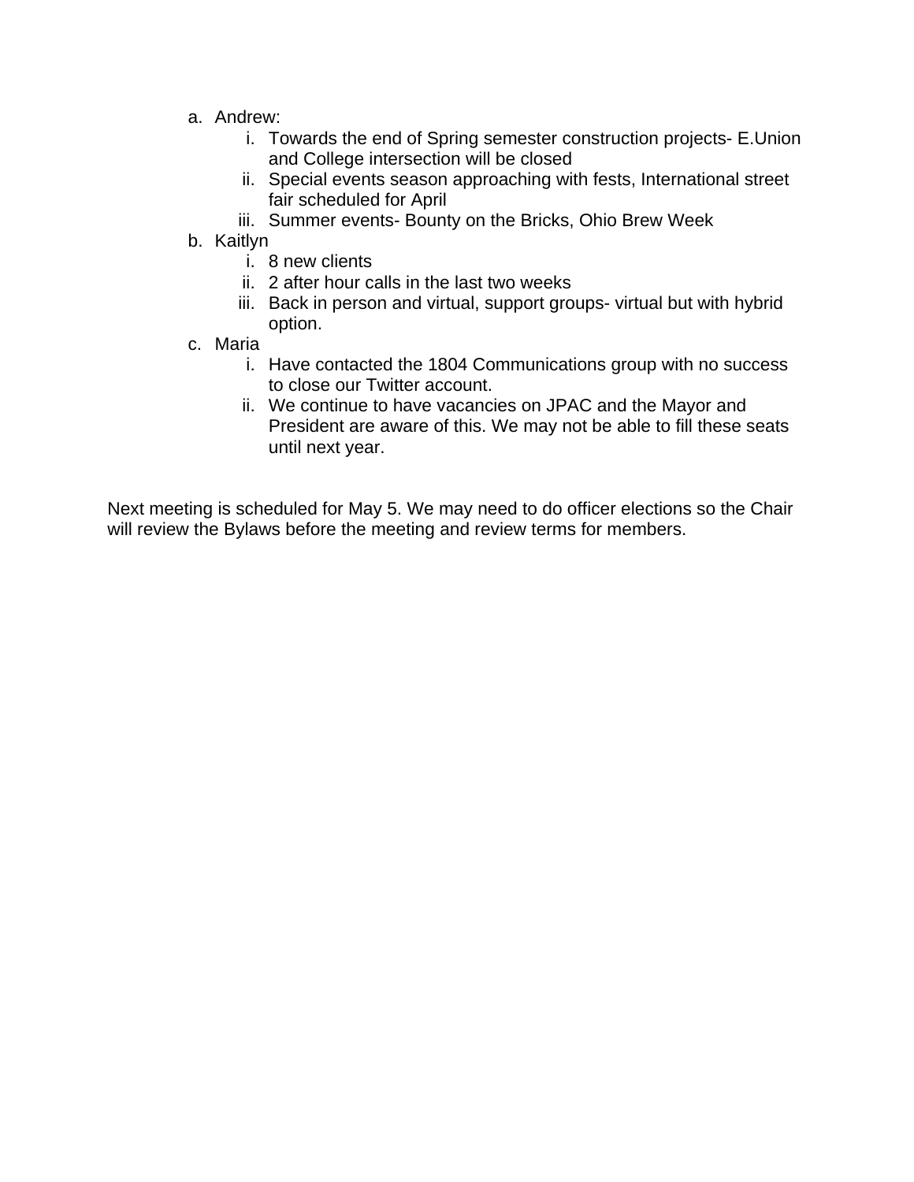a. Andrew:
    i. Towards the end of Spring semester construction projects- E.Union and College intersection will be closed
    ii. Special events season approaching with fests, International street fair scheduled for April
    iii. Summer events- Bounty on the Bricks, Ohio Brew Week
b. Kaitlyn
    i. 8 new clients
    ii. 2 after hour calls in the last two weeks
    iii. Back in person and virtual, support groups- virtual but with hybrid option.
c. Maria
    i. Have contacted the 1804 Communications group with no success to close our Twitter account.
    ii. We continue to have vacancies on JPAC and the Mayor and President are aware of this. We may not be able to fill these seats until next year.

Next meeting is scheduled for May 5. We may need to do officer elections so the Chair will review the Bylaws before the meeting and review terms for members.